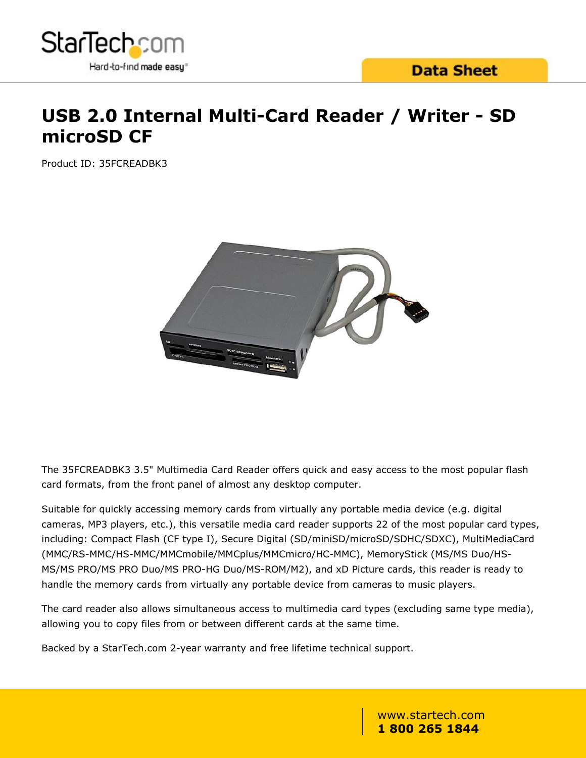# USB 2.0 Internal Multi-Card Reader / Writer - SD microSD CF

Product ID: 35FCREADBK3

The 35FCREADBK3 3.5" Multimedia Card Reader offers quick and easy access to the most popular flash card formats, from the front panel of almost any desktop computer.

Suitable for quickly accessing memory cards from virtually any portable media device (e.g. digital cameras, MP3 players, etc.), this versatile media card reader supports 22 of the most popular card types, including: Compact Flash (CF type I), Secure Digital (SD/miniSD/microSD/SDHC/SDXC), MultiMediaCard (MMC/RS-MMC/HS-MMC/MMCmobile/MMCplus/MMCmicro/HC-MMC), MemoryStick (MS/MS Duo/HS-MS/MS PRO/MS PRO Duo/MS PRO-HG Duo/MS-ROM/M2), and xD Picture cards, this reader is ready to handle the memory cards from virtually any portable device from cameras to music players.

The card reader also allows simultaneous access to multimedia card types (excluding same type media), allowing you to copy files from or between different cards at the same time.

Backed by a StarTech.com 2-year warranty and free lifetime technical support.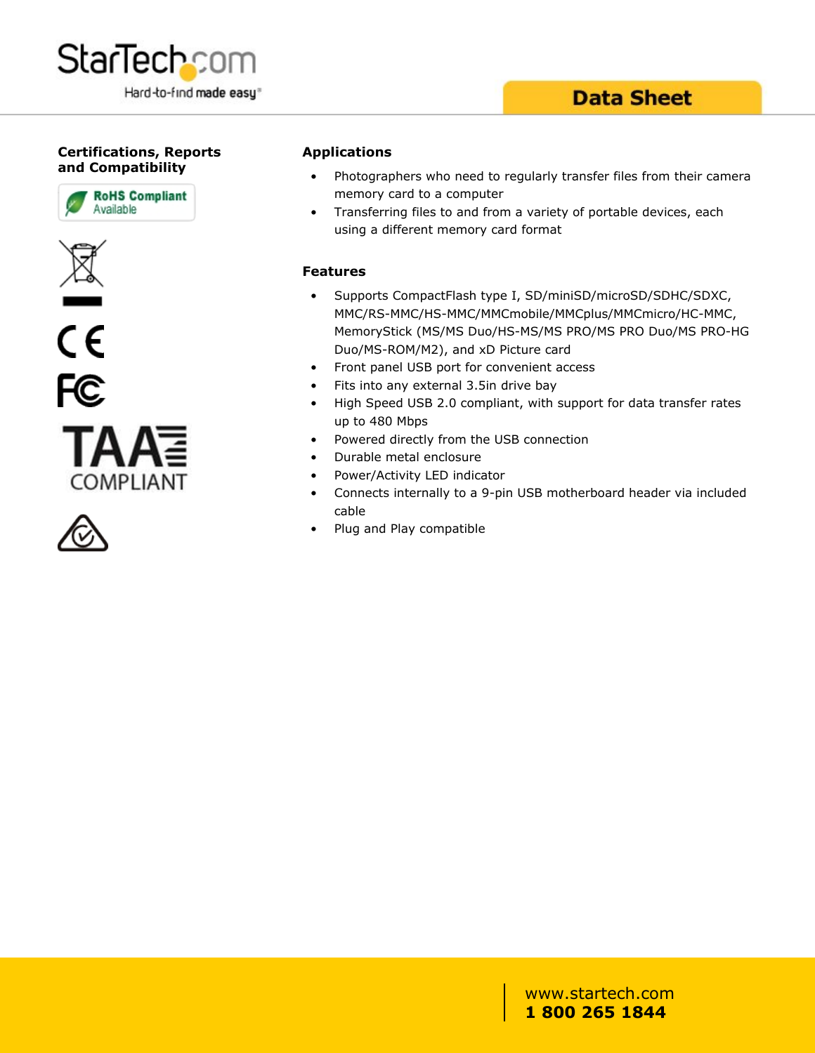## Certifications, Reports and Compatibility

RoHS Compliant Available

TAA COMPLIANT

## Applications

- Photographers who need to regularly transfer files from their camera memory card to a computer
- Transferring files to and from a variety of portable devices, each using a different memory card format

## Features

- Supports CompactFlash type I, SD/miniSD/microSD/SDHC/SDXC, MMC/RS-MMC/HS-MMC/MMCmobile/MMCplus/MMCmicro/HC-MMC, MemoryStick (MS/MS Duo/HS-MS/MS PRO/MS PRO Duo/MS PRO-HG Duo/MS-ROM/M2), and xD Picture card
- Front panel USB port for convenient access
- Fits into any external 3.5in drive bay
- High Speed USB 2.0 compliant, with support for data transfer rates up to 480 Mbps
- Powered directly from the USB connection
- Durable metal enclosure
- Power/Activity LED indicator
- Connects internally to a 9-pin USB motherboard header via included cable
- Plug and Play compatible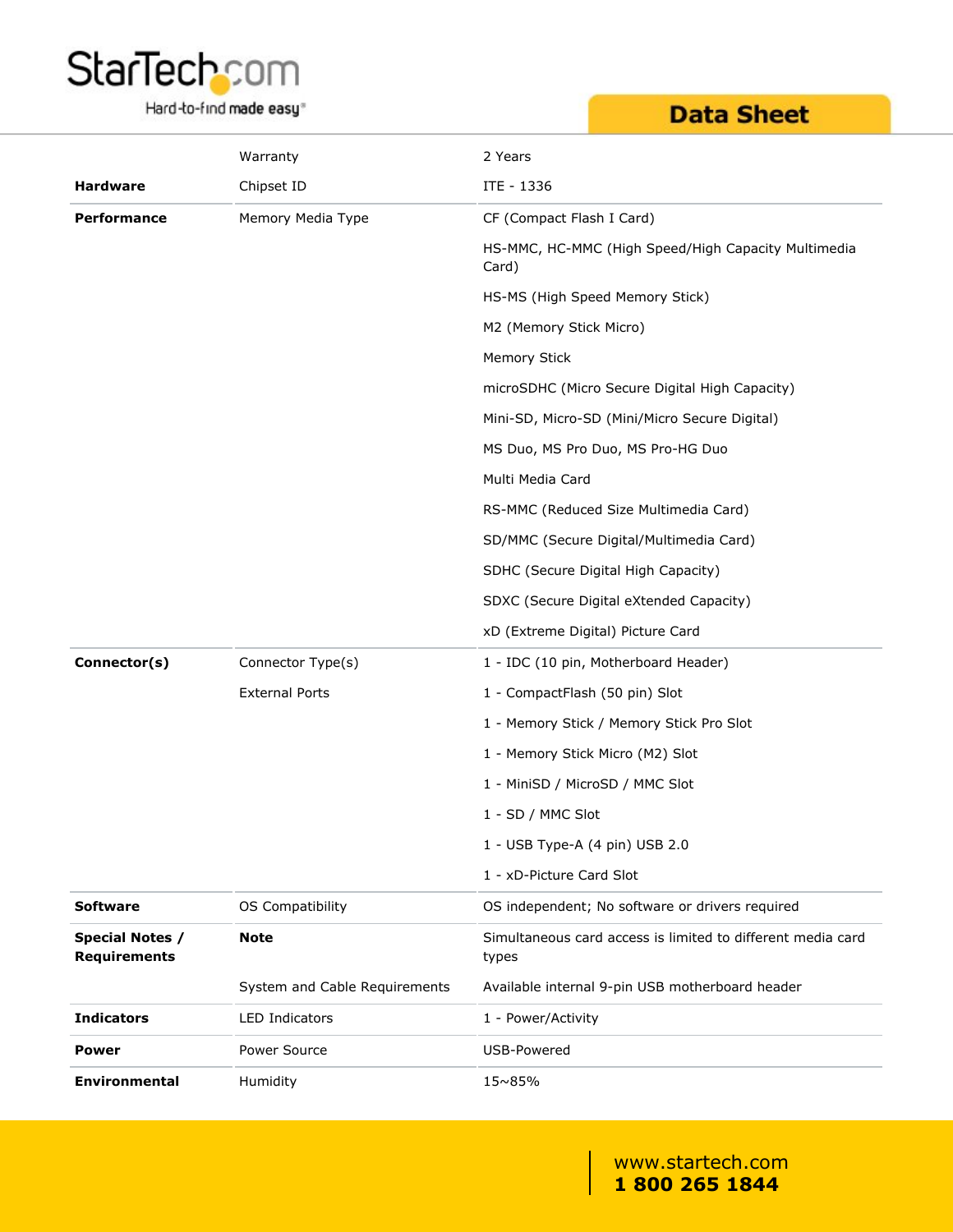| | | |
|---|---|---|
| | Warranty | 2 Years |
| **Hardware** | Chipset ID | ITE - 1336 |
| **Performance** | Memory Media Type | CF (Compact Flash I Card) |
| | | HS-MMC, HC-MMC (High Speed/High Capacity Multimedia Card) |
| | | HS-MS (High Speed Memory Stick) |
| | | M2 (Memory Stick Micro) |
| | | Memory Stick |
| | | microSDHC (Micro Secure Digital High Capacity) |
| | | Mini-SD, Micro-SD (Mini/Micro Secure Digital) |
| | | MS Duo, MS Pro Duo, MS Pro-HG Duo |
| | | Multi Media Card |
| | | RS-MMC (Reduced Size Multimedia Card) |
| | | SD/MMC (Secure Digital/Multimedia Card) |
| | | SDHC (Secure Digital High Capacity) |
| | | SDXC (Secure Digital eXtended Capacity) |
| | | xD (Extreme Digital) Picture Card |
| **Connector(s)** | Connector Type(s) | 1 - IDC (10 pin, Motherboard Header) |
| | External Ports | 1 - CompactFlash (50 pin) Slot |
| | | 1 - Memory Stick / Memory Stick Pro Slot |
| | | 1 - Memory Stick Micro (M2) Slot |
| | | 1 - MiniSD / MicroSD / MMC Slot |
| | | 1 - SD / MMC Slot |
| | | 1 - USB Type-A (4 pin) USB 2.0 |
| | | 1 - xD-Picture Card Slot |
| **Software** | OS Compatibility | OS independent; No software or drivers required |
| **Special Notes / Requirements** | **Note** | Simultaneous card access is limited to different media card types |
| | System and Cable Requirements | Available internal 9-pin USB motherboard header |
| **Indicators** | LED Indicators | 1 - Power/Activity |
| **Power** | Power Source | USB-Powered |
| **Environmental** | Humidity | 15~85% |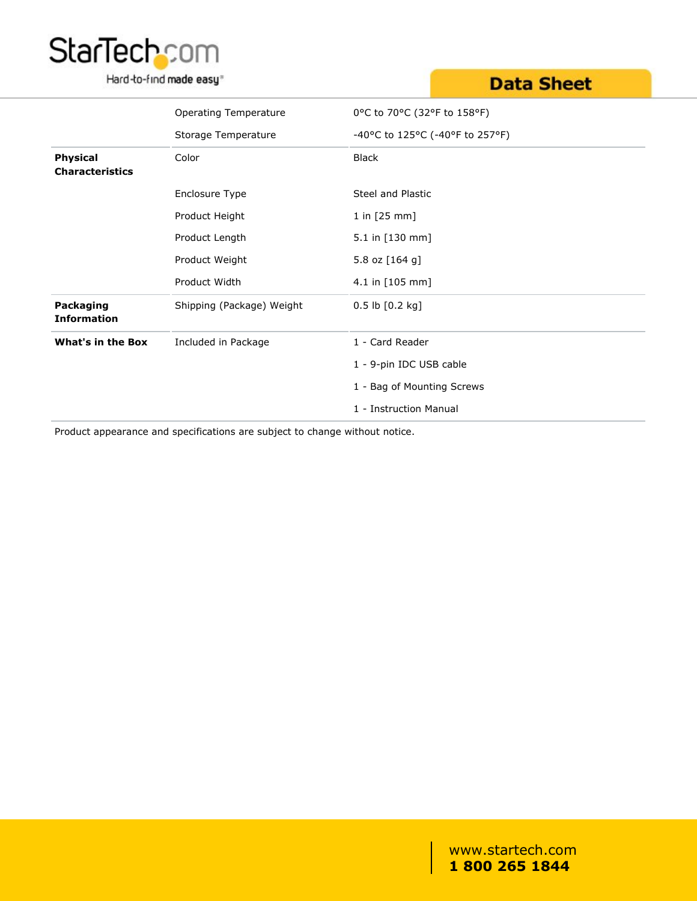| | | |
|---|---|---|
| | Operating Temperature | 0°C to 70°C (32°F to 158°F) |
| | Storage Temperature | -40°C to 125°C (-40°F to 257°F) |
| **Physical Characteristics** | Color | Black |
| | Enclosure Type | Steel and Plastic |
| | Product Height | 1 in [25 mm] |
| | Product Length | 5.1 in [130 mm] |
| | Product Weight | 5.8 oz [164 g] |
| | Product Width | 4.1 in [105 mm] |
| **Packaging Information** | Shipping (Package) Weight | 0.5 lb [0.2 kg] |
| **What's in the Box** | Included in Package | 1 - Card Reader |
| | | 1 - 9-pin IDC USB cable |
| | | 1 - Bag of Mounting Screws |
| | | 1 - Instruction Manual |

Product appearance and specifications are subject to change without notice.